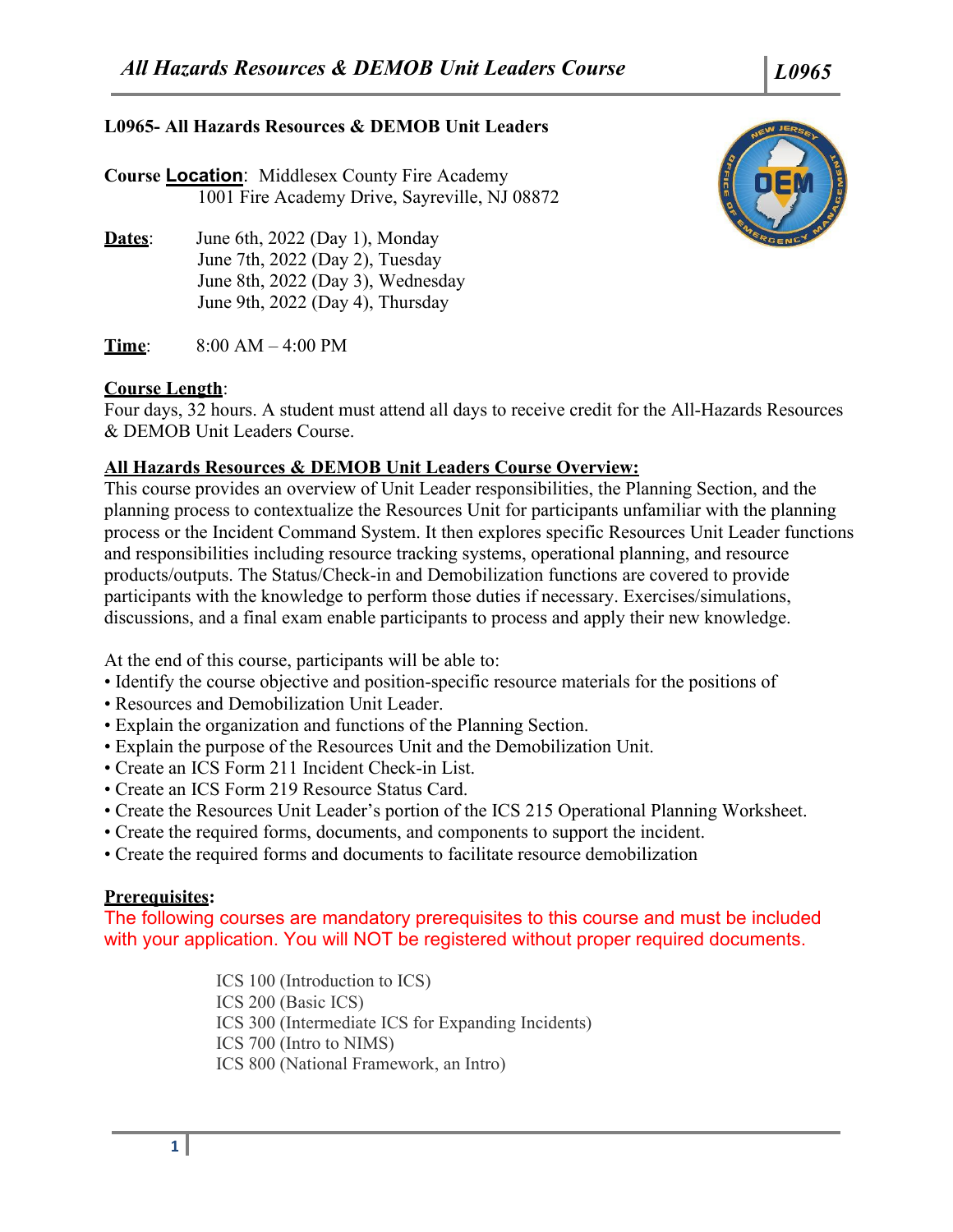## L0965- All Hazards Resources & DEMOB Unit Leaders

**Course Location**: Middlesex County Fire Academy
1001 Fire Academy Drive, Sayreville, NJ 08872

**Dates**: June 6th, 2022 (Day 1), Monday
June 7th, 2022 (Day 2), Tuesday
June 8th, 2022 (Day 3), Wednesday
June 9th, 2022 (Day 4), Thursday

**Time**: 8:00 AM – 4:00 PM

**Course Length**:
Four days, 32 hours. A student must attend all days to receive credit for the All-Hazards Resources & DEMOB Unit Leaders Course.

**All Hazards Resources & DEMOB Unit Leaders Course Overview:**
This course provides an overview of Unit Leader responsibilities, the Planning Section, and the planning process to contextualize the Resources Unit for participants unfamiliar with the planning process or the Incident Command System. It then explores specific Resources Unit Leader functions and responsibilities including resource tracking systems, operational planning, and resource products/outputs. The Status/Check-in and Demobilization functions are covered to provide participants with the knowledge to perform those duties if necessary. Exercises/simulations, discussions, and a final exam enable participants to process and apply their new knowledge.

At the end of this course, participants will be able to:

- Identify the course objective and position-specific resource materials for the positions of
- Resources and Demobilization Unit Leader.
- Explain the organization and functions of the Planning Section.
- Explain the purpose of the Resources Unit and the Demobilization Unit.
- Create an ICS Form 211 Incident Check-in List.
- Create an ICS Form 219 Resource Status Card.
- Create the Resources Unit Leader's portion of the ICS 215 Operational Planning Worksheet.
- Create the required forms, documents, and components to support the incident.
- Create the required forms and documents to facilitate resource demobilization

**Prerequisites:**
The following courses are mandatory prerequisites to this course and must be included with your application. You will NOT be registered without proper required documents.

ICS 100 (Introduction to ICS)
ICS 200 (Basic ICS)
ICS 300 (Intermediate ICS for Expanding Incidents)
ICS 700 (Intro to NIMS)
ICS 800 (National Framework, an Intro)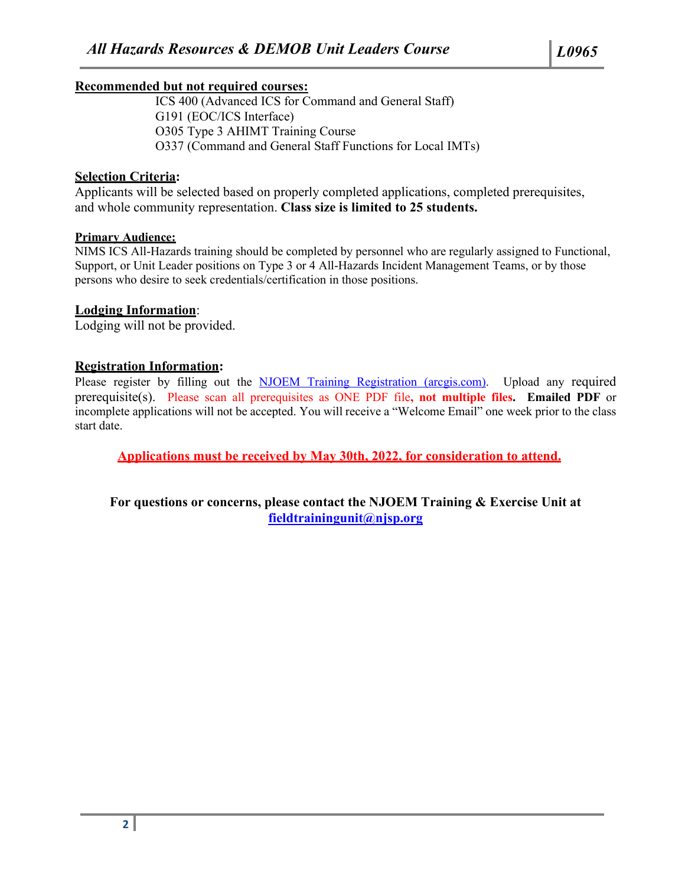**Recommended but not required courses:**

ICS 400 (Advanced ICS for Command and General Staff)
G191 (EOC/ICS Interface)
O305 Type 3 AHIMT Training Course
O337 (Command and General Staff Functions for Local IMTs)

**Selection Criteria:**

Applicants will be selected based on properly completed applications, completed prerequisites, and whole community representation. **Class size is limited to 25 students.**

**Primary Audience:**

NIMS ICS All-Hazards training should be completed by personnel who are regularly assigned to Functional, Support, or Unit Leader positions on Type 3 or 4 All-Hazards Incident Management Teams, or by those persons who desire to seek credentials/certification in those positions.

**Lodging Information:**

Lodging will not be provided.

**Registration Information:**

Please register by filling out the NJOEM Training Registration (arcgis.com). Upload any required prerequisite(s). Please scan all prerequisites as ONE PDF file**, not multiple files.** **Emailed PDF** or incomplete applications will not be accepted. You will receive a "Welcome Email" one week prior to the class start date.

**Applications must be received by May 30th, 2022, for consideration to attend.**

**For questions or concerns, please contact the NJOEM Training & Exercise Unit at fieldtrainingunit@njsp.org**